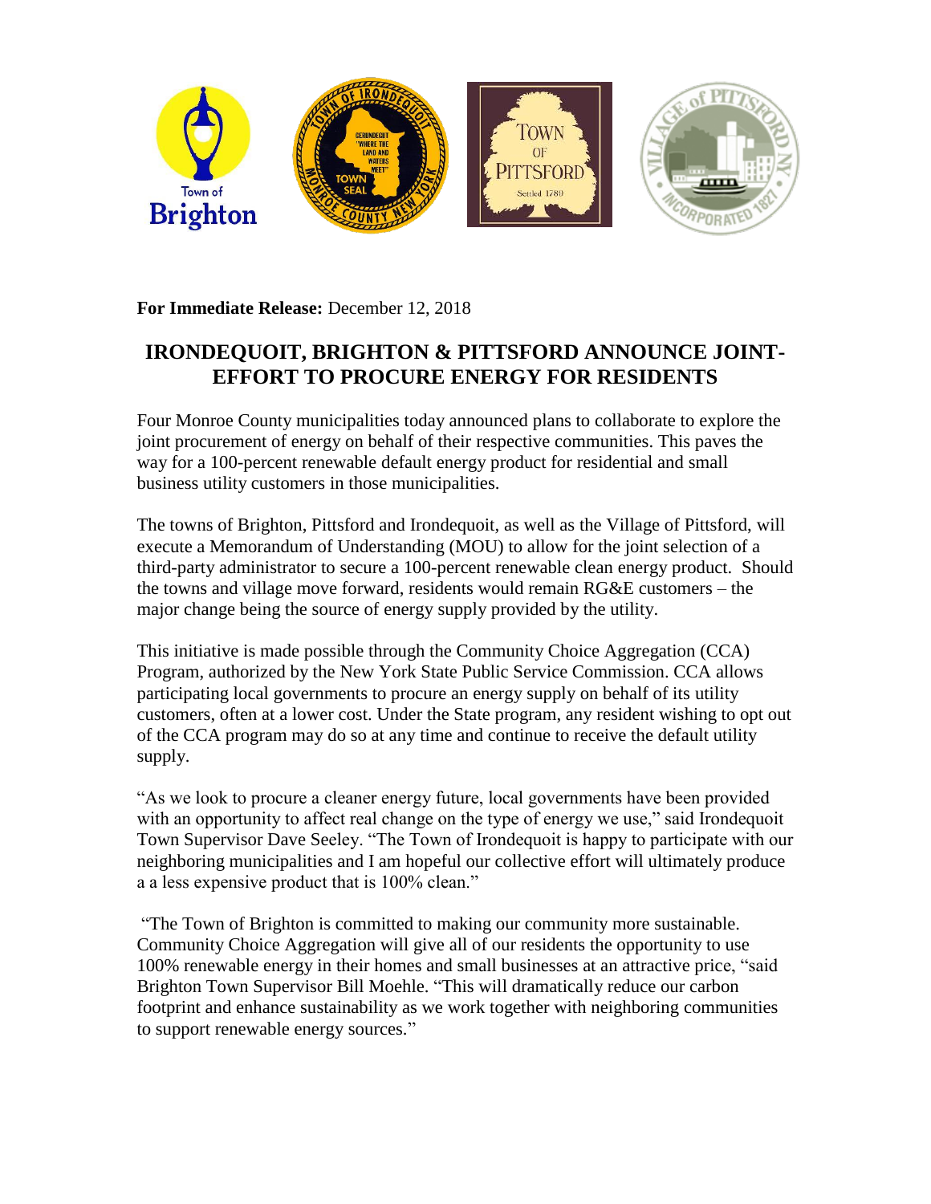**For Immediate Release:** December 12, 2018

# IRONDEQUOIT, BRIGHTON & PITTSFORD ANNOUNCE JOINT-EFFORT TO PROCURE ENERGY FOR RESIDENTS

Four Monroe County municipalities today announced plans to collaborate to explore the joint procurement of energy on behalf of their respective communities. This paves the way for a 100-percent renewable default energy product for residential and small business utility customers in those municipalities.

The towns of Brighton, Pittsford and Irondequoit, as well as the Village of Pittsford, will execute a Memorandum of Understanding (MOU) to allow for the joint selection of a third-party administrator to secure a 100-percent renewable clean energy product. Should the towns and village move forward, residents would remain RG&E customers – the major change being the source of energy supply provided by the utility.

This initiative is made possible through the Community Choice Aggregation (CCA) Program, authorized by the New York State Public Service Commission. CCA allows participating local governments to procure an energy supply on behalf of its utility customers, often at a lower cost. Under the State program, any resident wishing to opt out of the CCA program may do so at any time and continue to receive the default utility supply.

"As we look to procure a cleaner energy future, local governments have been provided with an opportunity to affect real change on the type of energy we use," said Irondequoit Town Supervisor Dave Seeley. "The Town of Irondequoit is happy to participate with our neighboring municipalities and I am hopeful our collective effort will ultimately produce a a less expensive product that is 100% clean."

"The Town of Brighton is committed to making our community more sustainable. Community Choice Aggregation will give all of our residents the opportunity to use 100% renewable energy in their homes and small businesses at an attractive price, "said Brighton Town Supervisor Bill Moehle. "This will dramatically reduce our carbon footprint and enhance sustainability as we work together with neighboring communities to support renewable energy sources."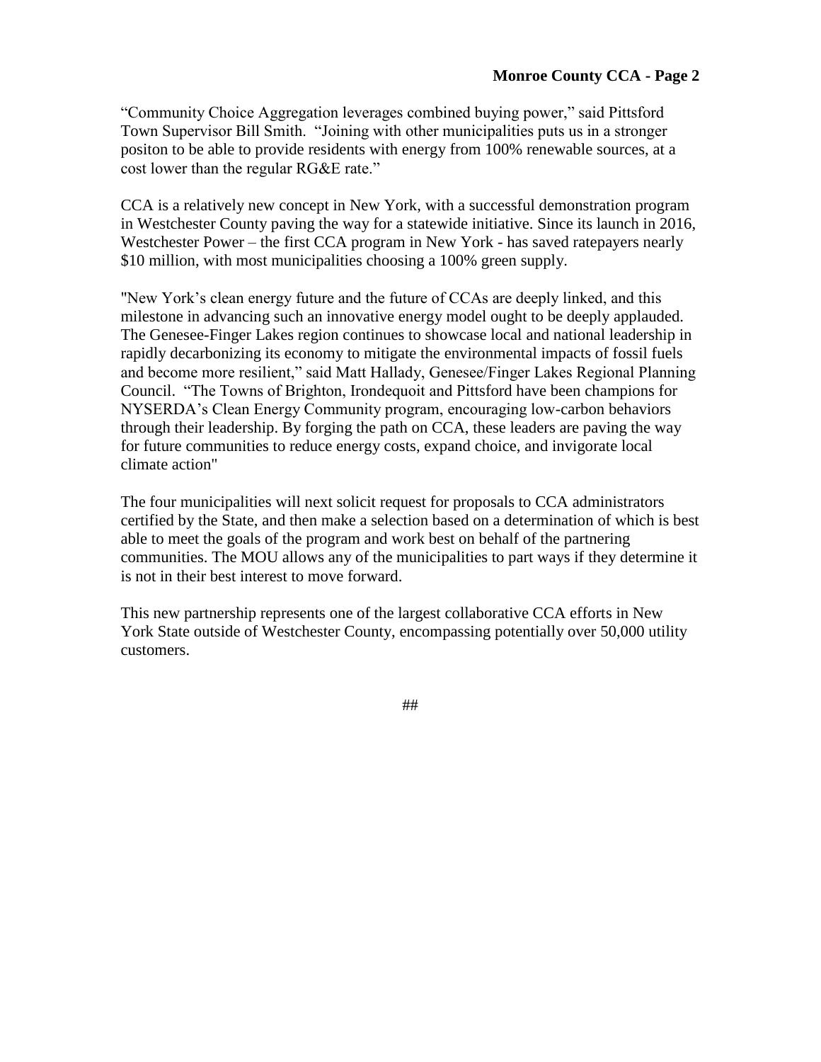"Community Choice Aggregation leverages combined buying power," said Pittsford Town Supervisor Bill Smith. "Joining with other municipalities puts us in a stronger positon to be able to provide residents with energy from 100% renewable sources, at a cost lower than the regular RG&E rate."

CCA is a relatively new concept in New York, with a successful demonstration program in Westchester County paving the way for a statewide initiative. Since its launch in 2016, Westchester Power – the first CCA program in New York - has saved ratepayers nearly $10 million, with most municipalities choosing a 100% green supply.

"New York's clean energy future and the future of CCAs are deeply linked, and this milestone in advancing such an innovative energy model ought to be deeply applauded. The Genesee-Finger Lakes region continues to showcase local and national leadership in rapidly decarbonizing its economy to mitigate the environmental impacts of fossil fuels and become more resilient," said Matt Hallady, Genesee/Finger Lakes Regional Planning Council. "The Towns of Brighton, Irondequoit and Pittsford have been champions for NYSERDA's Clean Energy Community program, encouraging low-carbon behaviors through their leadership. By forging the path on CCA, these leaders are paving the way for future communities to reduce energy costs, expand choice, and invigorate local climate action"

The four municipalities will next solicit request for proposals to CCA administrators certified by the State, and then make a selection based on a determination of which is best able to meet the goals of the program and work best on behalf of the partnering communities. The MOU allows any of the municipalities to part ways if they determine it is not in their best interest to move forward.

This new partnership represents one of the largest collaborative CCA efforts in New York State outside of Westchester County, encompassing potentially over 50,000 utility customers.

##